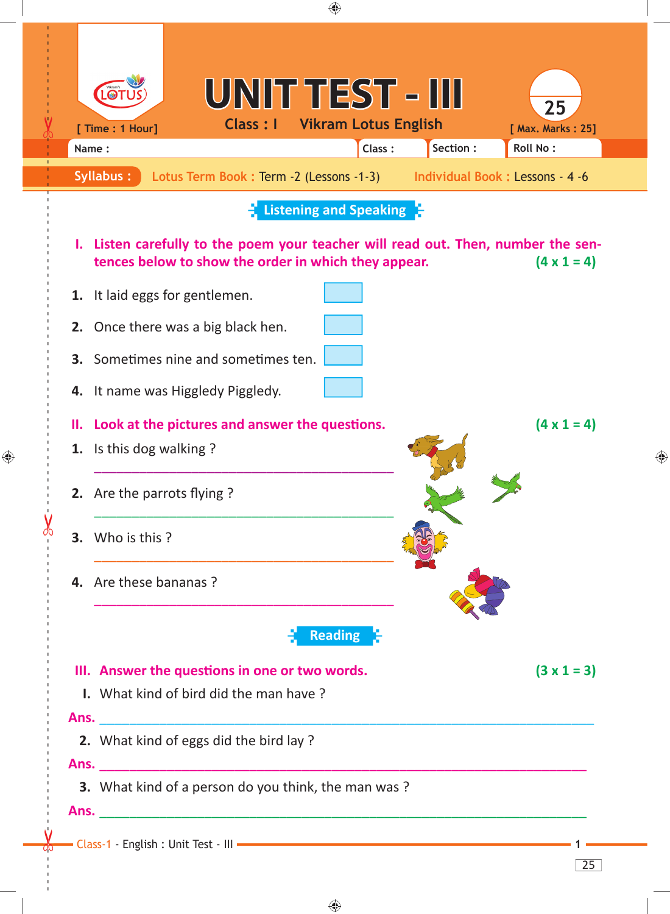# UNIT TEST - III

LOTUS

**Class : I** **Vikram Lotus English**

**25**

[ Time : 1 Hour] [ Max. Marks : 25]

Name : Class : Section : Roll No :

**Syllabus :** Lotus Term Book : Term -2 (Lessons -1-3) Individual Book : Lessons - 4 -6

## Listening and Speaking

**I. Listen carefully to the poem your teacher will read out. Then, number the sentences below to show the order in which they appear.** **(4 x 1 = 4)**

1. It laid eggs for gentlemen. ☐
2. Once there was a big black hen. ☐
3. Sometimes nine and sometimes ten. ☐
4. It name was Higgledy Piggledy. ☐

**II. Look at the pictures and answer the questions.** **(4 x 1 = 4)**

1. Is this dog walking ?

   ________________________________________

2. Are the parrots flying ?

   ________________________________________

3. Who is this ?

   ________________________________________

4. Are these bananas ?

   ________________________________________

## Reading

**III. Answer the questions in one or two words.** **(3 x 1 = 3)**

I. What kind of bird did the man have ?

**Ans.** ________________________________________

2. What kind of eggs did the bird lay ?

**Ans.** ________________________________________

3. What kind of a person do you think, the man was ?

**Ans.** ________________________________________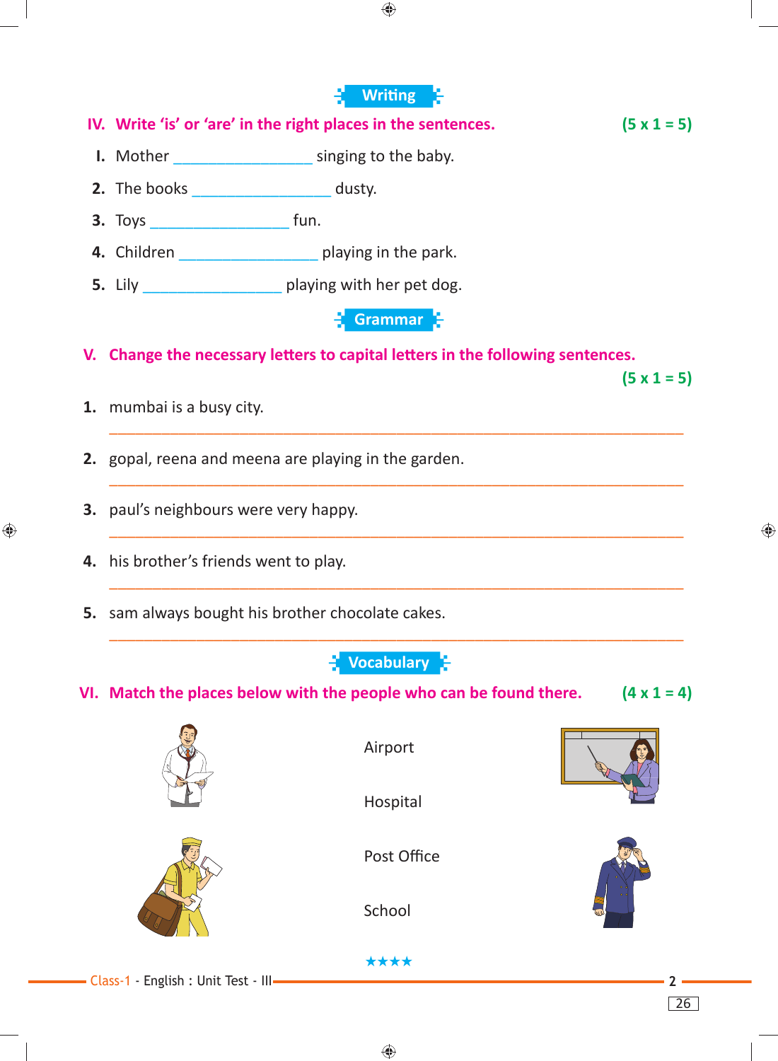## Writing

**IV. Write 'is' or 'are' in the right places in the sentences.** **(5 x 1 = 5)**

1. Mother _________________ singing to the baby.
2. The books _________________ dusty.
3. Toys _________________ fun.
4. Children _________________ playing in the park.
5. Lily _________________ playing with her pet dog.

## Grammar

**V. Change the necessary letters to capital letters in the following sentences.** **(5 x 1 = 5)**

1. mumbai is a busy city.

   ______________________________________________________________________

2. gopal, reena and meena are playing in the garden.

   ______________________________________________________________________

3. paul's neighbours were very happy.

   ______________________________________________________________________

4. his brother's friends went to play.

   ______________________________________________________________________

5. sam always bought his brother chocolate cakes.

   ______________________________________________________________________

## Vocabulary

**VI. Match the places below with the people who can be found there.** **(4 x 1 = 4)**

Airport

Hospital

Post Office

School

★★★★